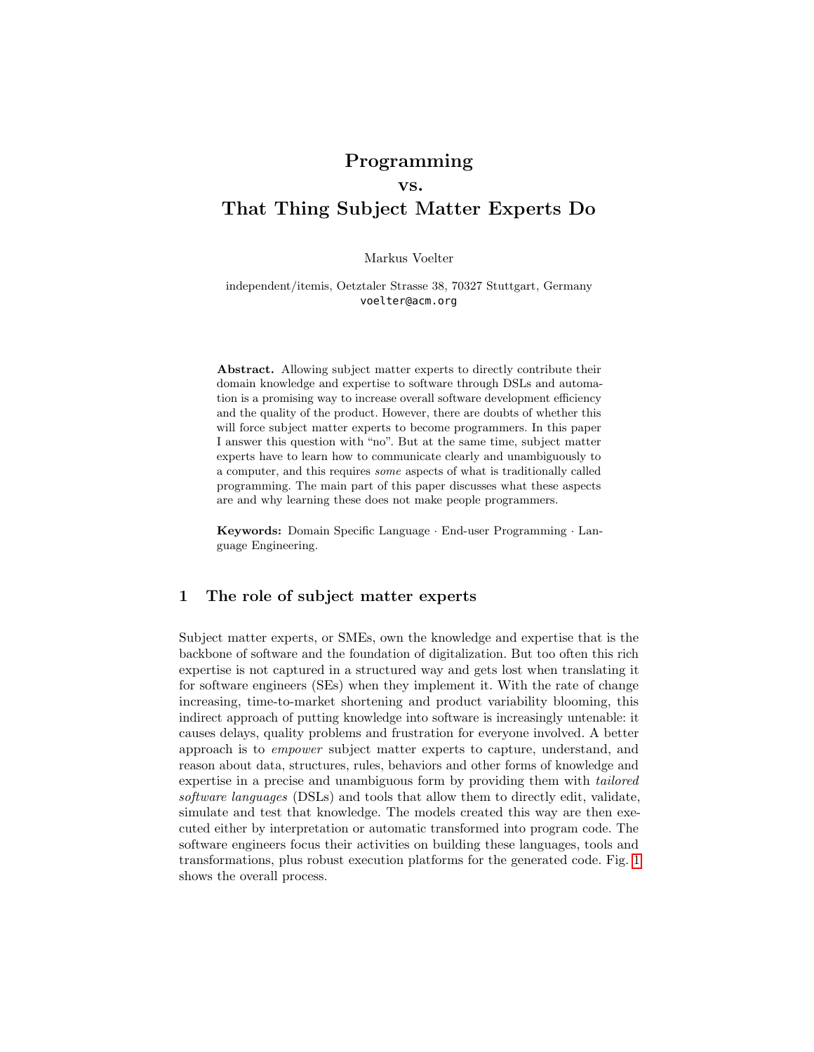# Programming vs. That Thing Subject Matter Experts Do

Markus Voelter

independent/itemis, Oetztaler Strasse 38, 70327 Stuttgart, Germany
voelter@acm.org

**Abstract.** Allowing subject matter experts to directly contribute their domain knowledge and expertise to software through DSLs and automation is a promising way to increase overall software development efficiency and the quality of the product. However, there are doubts of whether this will force subject matter experts to become programmers. In this paper I answer this question with "no". But at the same time, subject matter experts have to learn how to communicate clearly and unambiguously to a computer, and this requires *some* aspects of what is traditionally called programming. The main part of this paper discusses what these aspects are and why learning these does not make people programmers.

**Keywords:** Domain Specific Language · End-user Programming · Language Engineering.

## 1 The role of subject matter experts

Subject matter experts, or SMEs, own the knowledge and expertise that is the backbone of software and the foundation of digitalization. But too often this rich expertise is not captured in a structured way and gets lost when translating it for software engineers (SEs) when they implement it. With the rate of change increasing, time-to-market shortening and product variability blooming, this indirect approach of putting knowledge into software is increasingly untenable: it causes delays, quality problems and frustration for everyone involved. A better approach is to *empower* subject matter experts to capture, understand, and reason about data, structures, rules, behaviors and other forms of knowledge and expertise in a precise and unambiguous form by providing them with *tailored software languages* (DSLs) and tools that allow them to directly edit, validate, simulate and test that knowledge. The models created this way are then executed either by interpretation or automatic transformed into program code. The software engineers focus their activities on building these languages, tools and transformations, plus robust execution platforms for the generated code. Fig. 1 shows the overall process.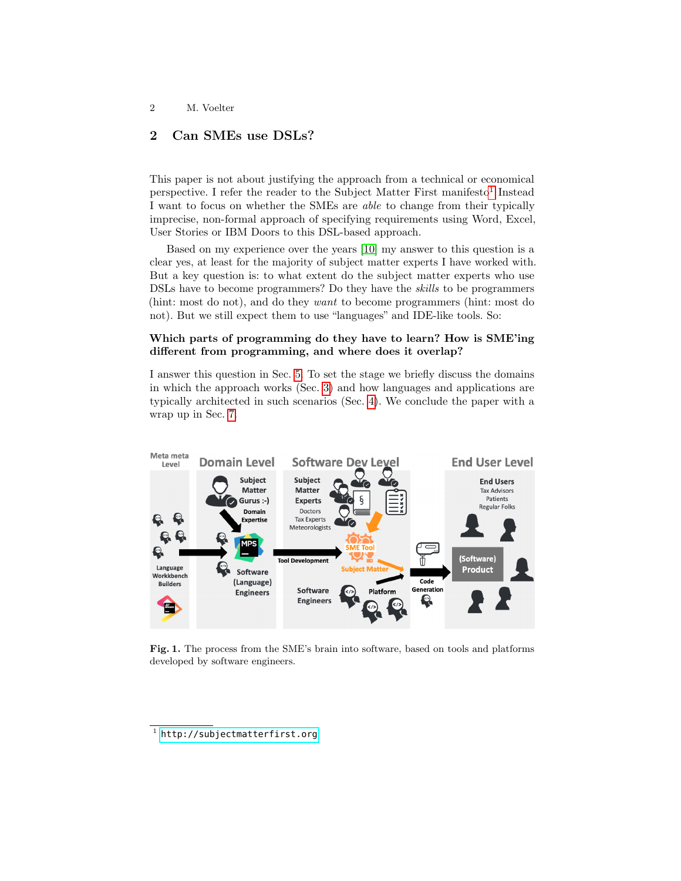## 2 Can SMEs use DSLs?

This paper is not about justifying the approach from a technical or economical perspective. I refer the reader to the Subject Matter First manifesto[1] Instead I want to focus on whether the SMEs are *able* to change from their typically imprecise, non-formal approach of specifying requirements using Word, Excel, User Stories or IBM Doors to this DSL-based approach.

Based on my experience over the years [10] my answer to this question is a clear yes, at least for the majority of subject matter experts I have worked with. But a key question is: to what extent do the subject matter experts who use DSLs have to become programmers? Do they have the *skills* to be programmers (hint: most do not), and do they *want* to become programmers (hint: most do not). But we still expect them to use "languages" and IDE-like tools. So:

**Which parts of programming do they have to learn? How is SME'ing different from programming, and where does it overlap?**

I answer this question in Sec. 5. To set the stage we briefly discuss the domains in which the approach works (Sec. 3) and how languages and applications are typically architected in such scenarios (Sec. 4). We conclude the paper with a wrap up in Sec. 7.

**Fig. 1.** The process from the SME's brain into software, based on tools and platforms developed by software engineers.

[1] http://subjectmatterfirst.org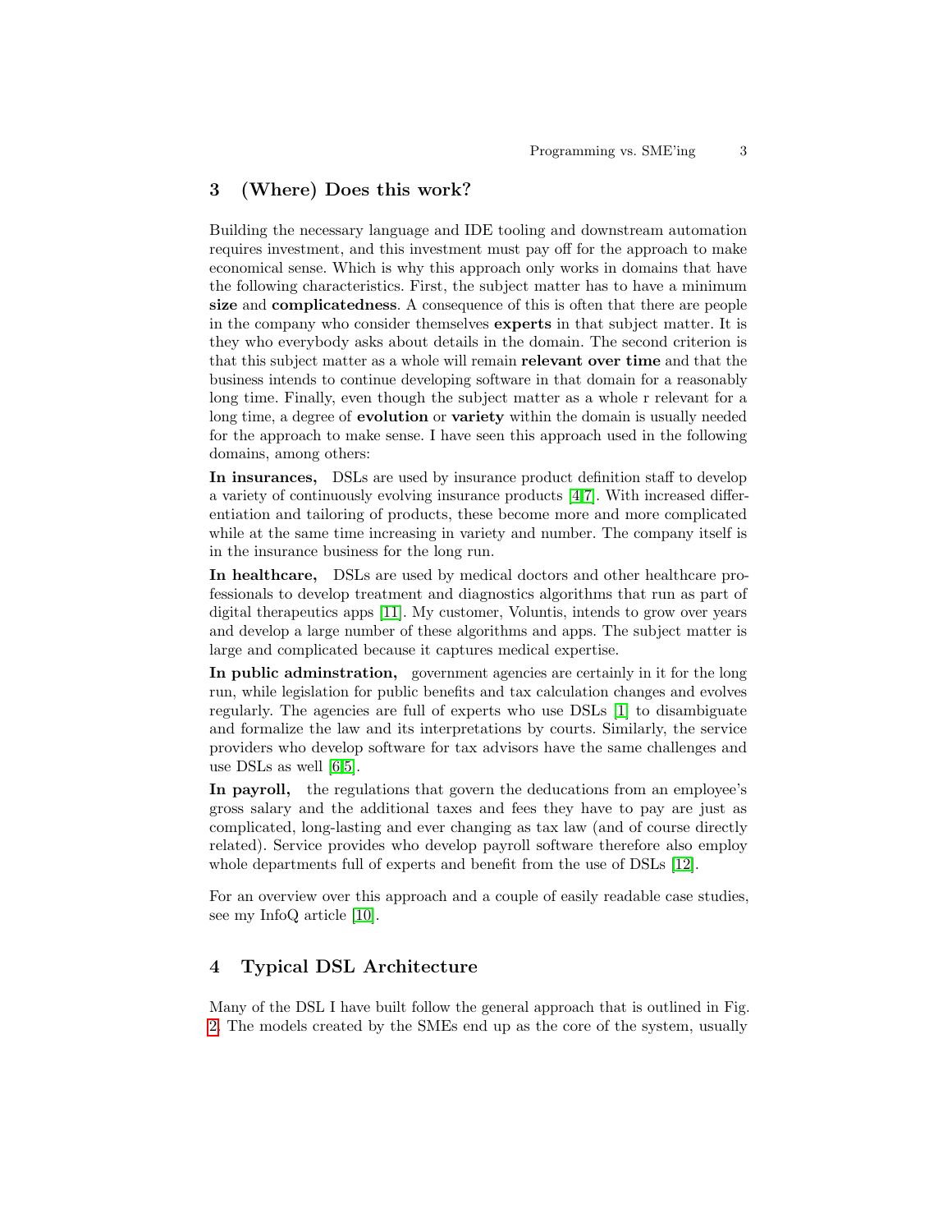## 3 (Where) Does this work?

Building the necessary language and IDE tooling and downstream automation requires investment, and this investment must pay off for the approach to make economical sense. Which is why this approach only works in domains that have the following characteristics. First, the subject matter has to have a minimum **size** and **complicatedness**. A consequence of this is often that there are people in the company who consider themselves **experts** in that subject matter. It is they who everybody asks about details in the domain. The second criterion is that this subject matter as a whole will remain **relevant over time** and that the business intends to continue developing software in that domain for a reasonably long time. Finally, even though the subject matter as a whole r relevant for a long time, a degree of **evolution** or **variety** within the domain is usually needed for the approach to make sense. I have seen this approach used in the following domains, among others:

**In insurances,** DSLs are used by insurance product definition staff to develop a variety of continuously evolving insurance products [4,7]. With increased differentiation and tailoring of products, these become more and more complicated while at the same time increasing in variety and number. The company itself is in the insurance business for the long run.

**In healthcare,** DSLs are used by medical doctors and other healthcare professionals to develop treatment and diagnostics algorithms that run as part of digital therapeutics apps [11]. My customer, Voluntis, intends to grow over years and develop a large number of these algorithms and apps. The subject matter is large and complicated because it captures medical expertise.

**In public adminstration,** government agencies are certainly in it for the long run, while legislation for public benefits and tax calculation changes and evolves regularly. The agencies are full of experts who use DSLs [1] to disambiguate and formalize the law and its interpretations by courts. Similarly, the service providers who develop software for tax advisors have the same challenges and use DSLs as well [6,5].

**In payroll,** the regulations that govern the deducations from an employee's gross salary and the additional taxes and fees they have to pay are just as complicated, long-lasting and ever changing as tax law (and of course directly related). Service provides who develop payroll software therefore also employ whole departments full of experts and benefit from the use of DSLs [12].

For an overview over this approach and a couple of easily readable case studies, see my InfoQ article [10].

## 4 Typical DSL Architecture

Many of the DSL I have built follow the general approach that is outlined in Fig. 2. The models created by the SMEs end up as the core of the system, usually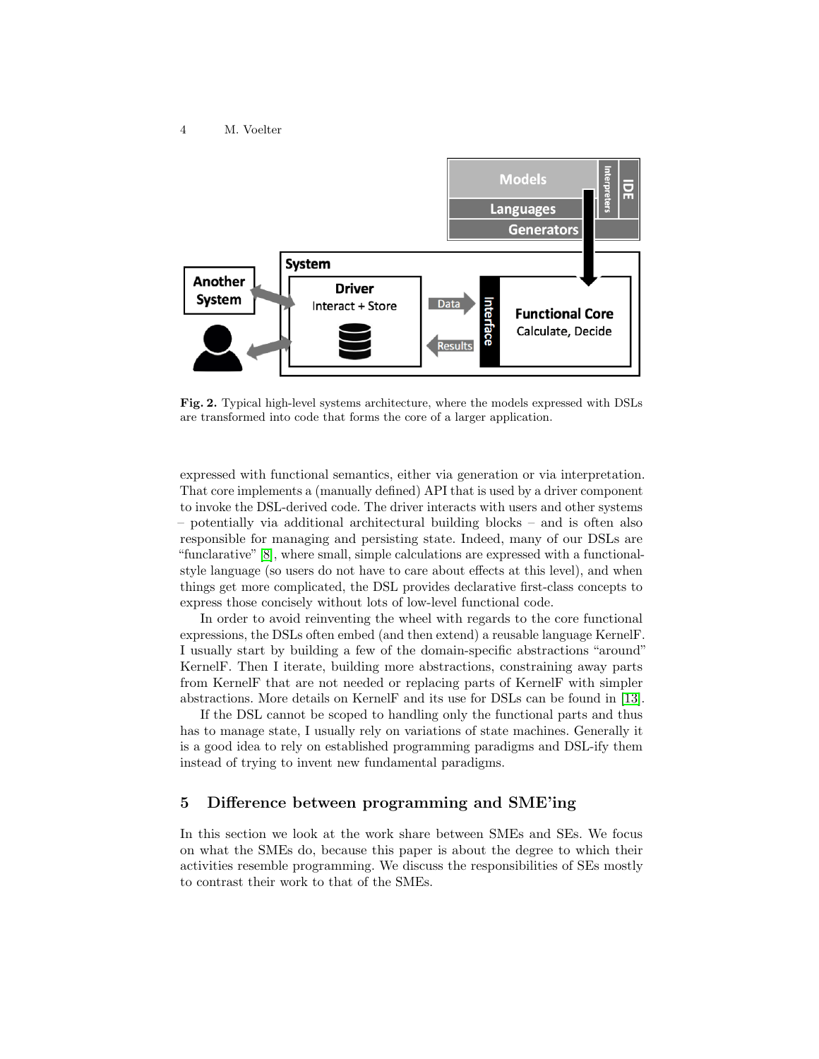**Fig. 2.** Typical high-level systems architecture, where the models expressed with DSLs are transformed into code that forms the core of a larger application.

expressed with functional semantics, either via generation or via interpretation. That core implements a (manually defined) API that is used by a driver component to invoke the DSL-derived code. The driver interacts with users and other systems – potentially via additional architectural building blocks – and is often also responsible for managing and persisting state. Indeed, many of our DSLs are "funclarative" [8], where small, simple calculations are expressed with a functional-style language (so users do not have to care about effects at this level), and when things get more complicated, the DSL provides declarative first-class concepts to express those concisely without lots of low-level functional code.

In order to avoid reinventing the wheel with regards to the core functional expressions, the DSLs often embed (and then extend) a reusable language KernelF. I usually start by building a few of the domain-specific abstractions "around" KernelF. Then I iterate, building more abstractions, constraining away parts from KernelF that are not needed or replacing parts of KernelF with simpler abstractions. More details on KernelF and its use for DSLs can be found in [13].

If the DSL cannot be scoped to handling only the functional parts and thus has to manage state, I usually rely on variations of state machines. Generally it is a good idea to rely on established programming paradigms and DSL-ify them instead of trying to invent new fundamental paradigms.

## 5 Difference between programming and SME'ing

In this section we look at the work share between SMEs and SEs. We focus on what the SMEs do, because this paper is about the degree to which their activities resemble programming. We discuss the responsibilities of SEs mostly to contrast their work to that of the SMEs.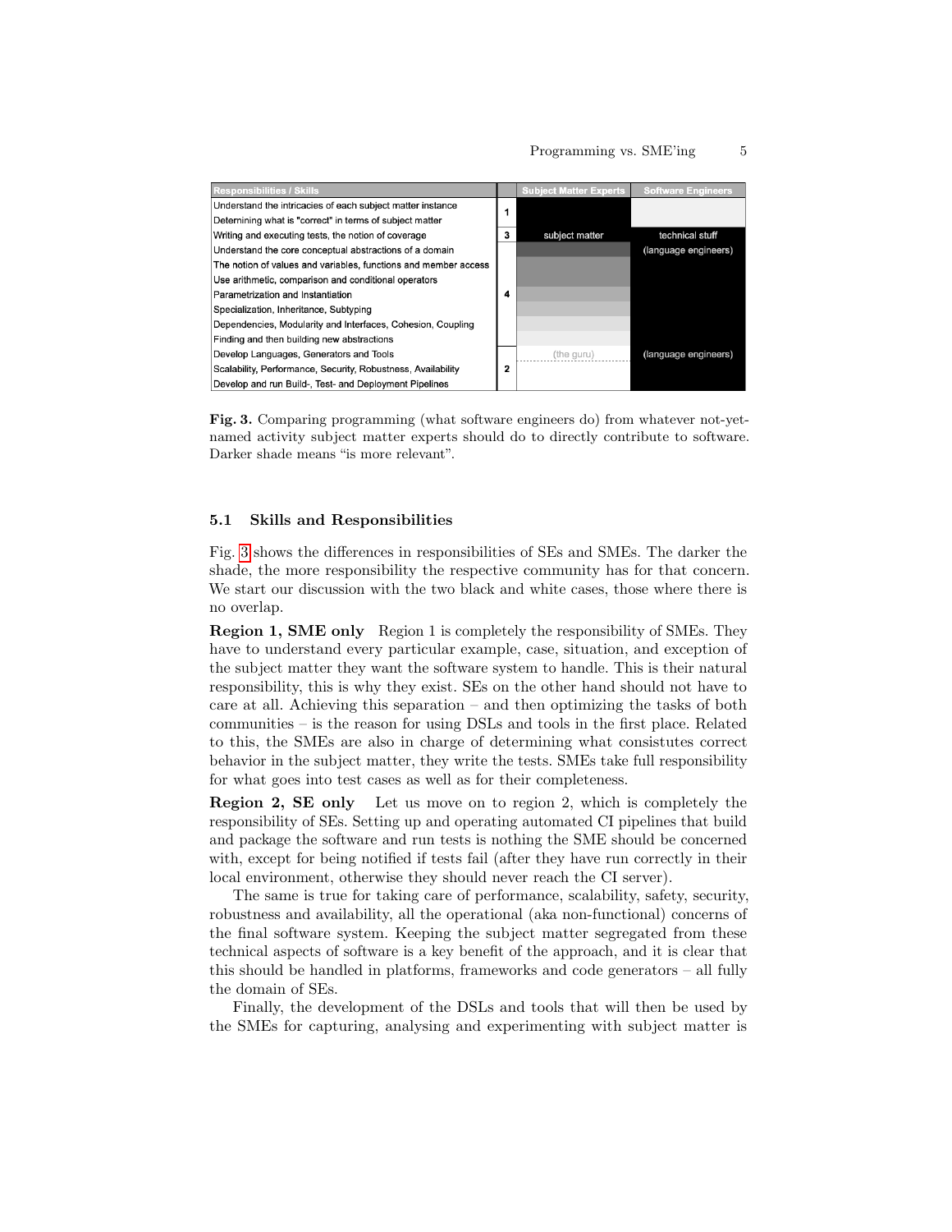| Responsibilities / Skills | | Subject Matter Experts | Software Engineers |
|---|---|---|---|
| Understand the intricacies of each subject matter instance | 1 | | |
| Determining what is "correct" in terms of subject matter | | | |
| Writing and executing tests, the notion of coverage | 3 | subject matter | technical stuff |
| Understand the core conceptual abstractions of a domain | 4 | | (language engineers) |
| The notion of values and variables, functions and member access | | | |
| Use arithmetic, comparison and conditional operators | | | |
| Parametrization and Instantiation | | | |
| Specialization, Inheritance, Subtyping | | | |
| Dependencies, Modularity and Interfaces, Cohesion, Coupling | | | |
| Finding and then building new abstractions | | | |
| Develop Languages, Generators and Tools | 2 | (the guru) | (language engineers) |
| Scalability, Performance, Security, Robustness, Availability | | | |
| Develop and run Build-, Test- and Deployment Pipelines | | | |

**Fig. 3.** Comparing programming (what software engineers do) from whatever not-yet-named activity subject matter experts should do to directly contribute to software. Darker shade means "is more relevant".

### 5.1 Skills and Responsibilities

Fig. 3 shows the differences in responsibilities of SEs and SMEs. The darker the shade, the more responsibility the respective community has for that concern. We start our discussion with the two black and white cases, those where there is no overlap.

**Region 1, SME only** Region 1 is completely the responsibility of SMEs. They have to understand every particular example, case, situation, and exception of the subject matter they want the software system to handle. This is their natural responsibility, this is why they exist. SEs on the other hand should not have to care at all. Achieving this separation – and then optimizing the tasks of both communities – is the reason for using DSLs and tools in the first place. Related to this, the SMEs are also in charge of determining what consistutes correct behavior in the subject matter, they write the tests. SMEs take full responsibility for what goes into test cases as well as for their completeness.

**Region 2, SE only** Let us move on to region 2, which is completely the responsibility of SEs. Setting up and operating automated CI pipelines that build and package the software and run tests is nothing the SME should be concerned with, except for being notified if tests fail (after they have run correctly in their local environment, otherwise they should never reach the CI server).

The same is true for taking care of performance, scalability, safety, security, robustness and availability, all the operational (aka non-functional) concerns of the final software system. Keeping the subject matter segregated from these technical aspects of software is a key benefit of the approach, and it is clear that this should be handled in platforms, frameworks and code generators – all fully the domain of SEs.

Finally, the development of the DSLs and tools that will then be used by the SMEs for capturing, analysing and experimenting with subject matter is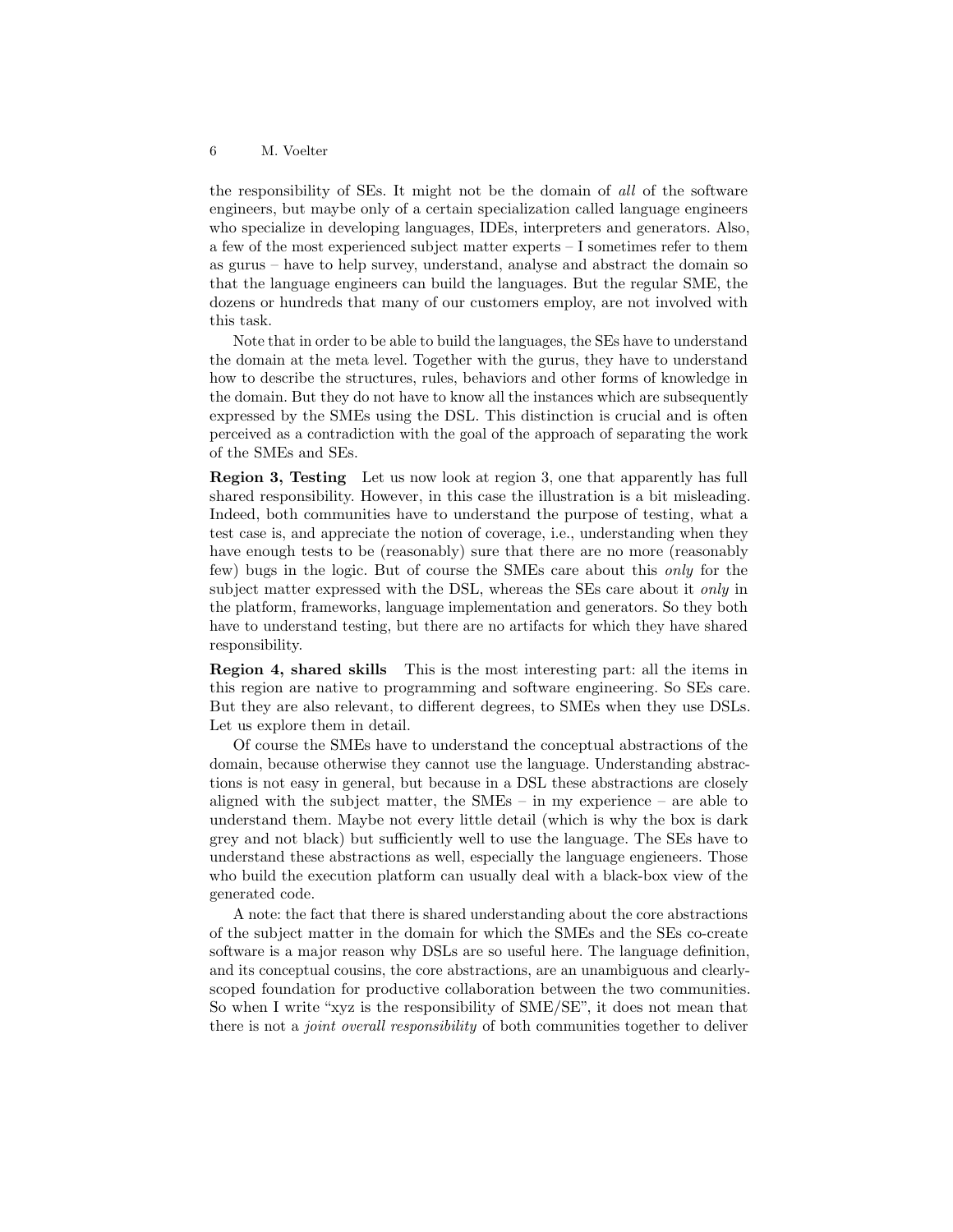the responsibility of SEs. It might not be the domain of *all* of the software engineers, but maybe only of a certain specialization called language engineers who specialize in developing languages, IDEs, interpreters and generators. Also, a few of the most experienced subject matter experts – I sometimes refer to them as gurus – have to help survey, understand, analyse and abstract the domain so that the language engineers can build the languages. But the regular SME, the dozens or hundreds that many of our customers employ, are not involved with this task.

Note that in order to be able to build the languages, the SEs have to understand the domain at the meta level. Together with the gurus, they have to understand how to describe the structures, rules, behaviors and other forms of knowledge in the domain. But they do not have to know all the instances which are subsequently expressed by the SMEs using the DSL. This distinction is crucial and is often perceived as a contradiction with the goal of the approach of separating the work of the SMEs and SEs.

**Region 3, Testing** Let us now look at region 3, one that apparently has full shared responsibility. However, in this case the illustration is a bit misleading. Indeed, both communities have to understand the purpose of testing, what a test case is, and appreciate the notion of coverage, i.e., understanding when they have enough tests to be (reasonably) sure that there are no more (reasonably few) bugs in the logic. But of course the SMEs care about this *only* for the subject matter expressed with the DSL, whereas the SEs care about it *only* in the platform, frameworks, language implementation and generators. So they both have to understand testing, but there are no artifacts for which they have shared responsibility.

**Region 4, shared skills** This is the most interesting part: all the items in this region are native to programming and software engineering. So SEs care. But they are also relevant, to different degrees, to SMEs when they use DSLs. Let us explore them in detail.

Of course the SMEs have to understand the conceptual abstractions of the domain, because otherwise they cannot use the language. Understanding abstractions is not easy in general, but because in a DSL these abstractions are closely aligned with the subject matter, the SMEs – in my experience – are able to understand them. Maybe not every little detail (which is why the box is dark grey and not black) but sufficiently well to use the language. The SEs have to understand these abstractions as well, especially the language engieneers. Those who build the execution platform can usually deal with a black-box view of the generated code.

A note: the fact that there is shared understanding about the core abstractions of the subject matter in the domain for which the SMEs and the SEs co-create software is a major reason why DSLs are so useful here. The language definition, and its conceptual cousins, the core abstractions, are an unambiguous and clearly-scoped foundation for productive collaboration between the two communities. So when I write "xyz is the responsibility of SME/SE", it does not mean that there is not a *joint overall responsibility* of both communities together to deliver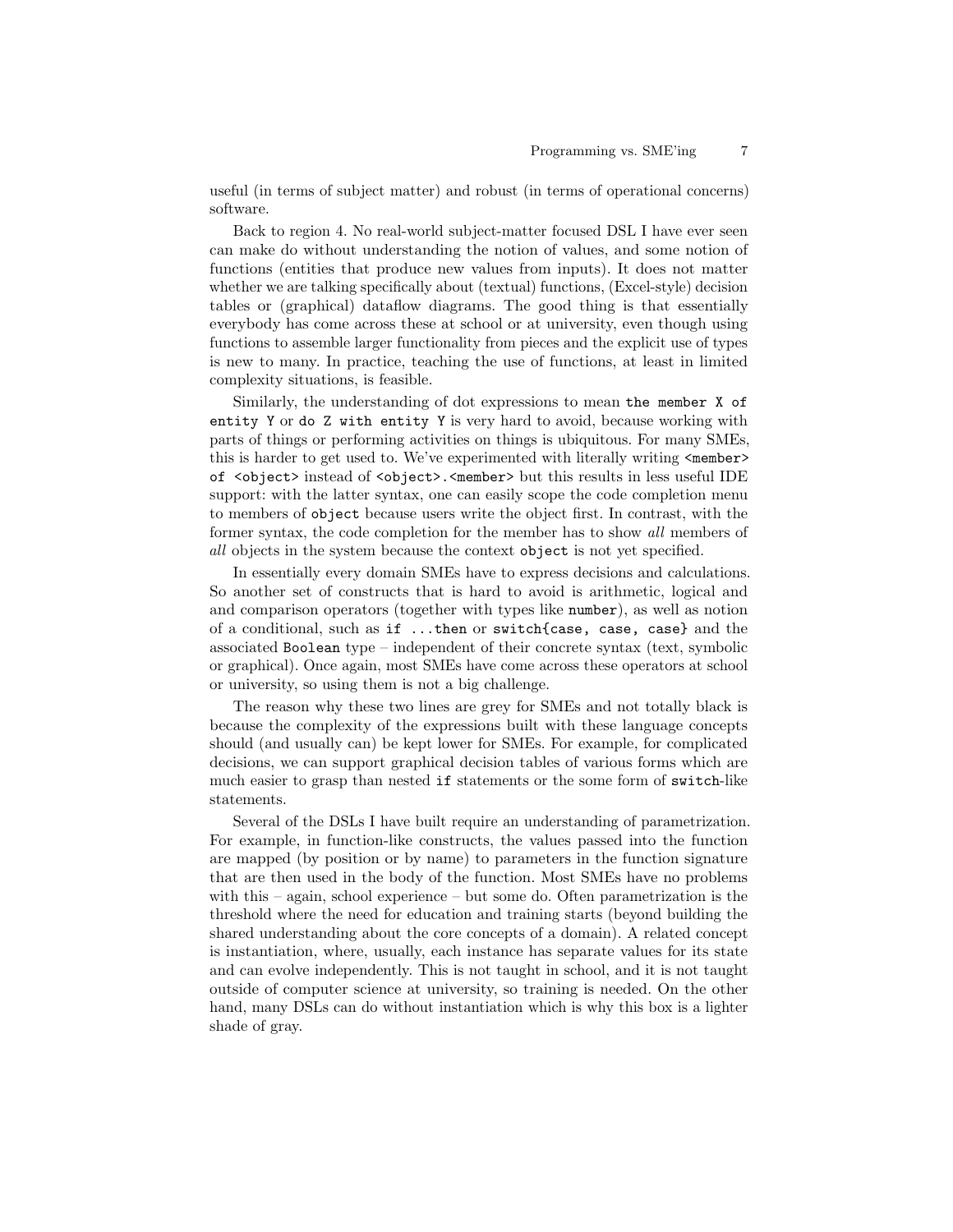useful (in terms of subject matter) and robust (in terms of operational concerns) software.

Back to region 4. No real-world subject-matter focused DSL I have ever seen can make do without understanding the notion of values, and some notion of functions (entities that produce new values from inputs). It does not matter whether we are talking specifically about (textual) functions, (Excel-style) decision tables or (graphical) dataflow diagrams. The good thing is that essentially everybody has come across these at school or at university, even though using functions to assemble larger functionality from pieces and the explicit use of types is new to many. In practice, teaching the use of functions, at least in limited complexity situations, is feasible.

Similarly, the understanding of dot expressions to mean `the member X of entity Y` or `do Z with entity Y` is very hard to avoid, because working with parts of things or performing activities on things is ubiquitous. For many SMEs, this is harder to get used to. We've experimented with literally writing `<member> of <object>` instead of `<object>.<member>` but this results in less useful IDE support: with the latter syntax, one can easily scope the code completion menu to members of `object` because users write the object first. In contrast, with the former syntax, the code completion for the member has to show *all* members of *all* objects in the system because the context `object` is not yet specified.

In essentially every domain SMEs have to express decisions and calculations. So another set of constructs that is hard to avoid is arithmetic, logical and and comparison operators (together with types like `number`), as well as notion of a conditional, such as `if ...then` or `switch{case, case, case}` and the associated `Boolean` type – independent of their concrete syntax (text, symbolic or graphical). Once again, most SMEs have come across these operators at school or university, so using them is not a big challenge.

The reason why these two lines are grey for SMEs and not totally black is because the complexity of the expressions built with these language concepts should (and usually can) be kept lower for SMEs. For example, for complicated decisions, we can support graphical decision tables of various forms which are much easier to grasp than nested `if` statements or the some form of `switch`-like statements.

Several of the DSLs I have built require an understanding of parametrization. For example, in function-like constructs, the values passed into the function are mapped (by position or by name) to parameters in the function signature that are then used in the body of the function. Most SMEs have no problems with this – again, school experience – but some do. Often parametrization is the threshold where the need for education and training starts (beyond building the shared understanding about the core concepts of a domain). A related concept is instantiation, where, usually, each instance has separate values for its state and can evolve independently. This is not taught in school, and it is not taught outside of computer science at university, so training is needed. On the other hand, many DSLs can do without instantiation which is why this box is a lighter shade of gray.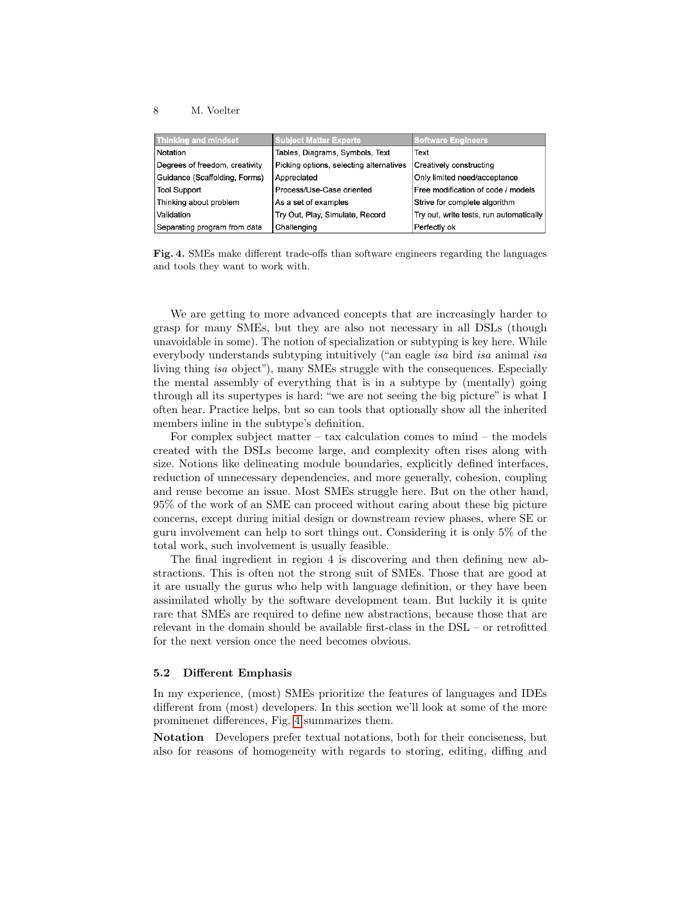| Thinking and mindset | Subject Matter Experts | Software Engineers |
|---|---|---|
| Notation | Tables, Diagrams, Symbols, Text | Text |
| Degrees of freedom, creativity | Picking options, selecting alternatives | Creatively constructing |
| Guidance (Scaffolding, Forms) | Appreciated | Only limited need/acceptance |
| Tool Support | Process/Use-Case oriented | Free modification of code / models |
| Thinking about problem | As a set of examples | Strive for complete algorithm |
| Validation | Try Out, Play, Simulate, Record | Try out, write tests, run automatically |
| Separating program from data | Challenging | Perfectly ok |

**Fig. 4.** SMEs make different trade-offs than software engineers regarding the languages and tools they want to work with.

We are getting to more advanced concepts that are increasingly harder to grasp for many SMEs, but they are also not necessary in all DSLs (though unavoidable in some). The notion of specialization or subtyping is key here. While everybody understands subtyping intuitively ("an eagle *isa* bird *isa* animal *isa* living thing *isa* object"), many SMEs struggle with the consequences. Especially the mental assembly of everything that is in a subtype by (mentally) going through all its supertypes is hard: "we are not seeing the big picture" is what I often hear. Practice helps, but so can tools that optionally show all the inherited members inline in the subtype's definition.

For complex subject matter – tax calculation comes to mind – the models created with the DSLs become large, and complexity often rises along with size. Notions like delineating module boundaries, explicitly defined interfaces, reduction of unnecessary dependencies, and more generally, cohesion, coupling and reuse become an issue. Most SMEs struggle here. But on the other hand, 95% of the work of an SME can proceed without caring about these big picture concerns, except during initial design or downstream review phases, where SE or guru involvement can help to sort things out. Considering it is only 5% of the total work, such involvement is usually feasible.

The final ingredient in region 4 is discovering and then defining new abstractions. This is often not the strong suit of SMEs. Those that are good at it are usually the gurus who help with language definition, or they have been assimilated wholly by the software development team. But luckily it is quite rare that SMEs are required to define new abstractions, because those that are relevant in the domain should be available first-class in the DSL – or retrofitted for the next version once the need becomes obvious.

### 5.2 Different Emphasis

In my experience, (most) SMEs prioritize the features of languages and IDEs different from (most) developers. In this section we'll look at some of the more prominenet differences, Fig. 4 summarizes them.

**Notation** Developers prefer textual notations, both for their conciseness, but also for reasons of homogeneity with regards to storing, editing, diffing and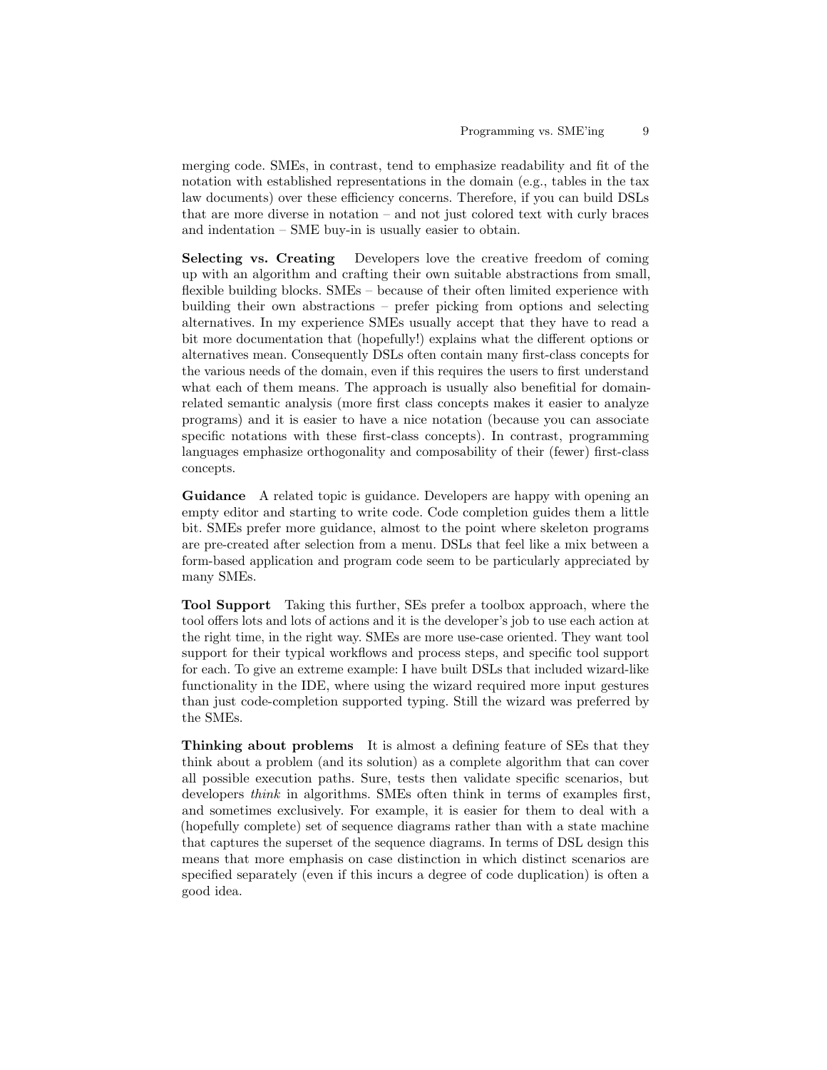merging code. SMEs, in contrast, tend to emphasize readability and fit of the notation with established representations in the domain (e.g., tables in the tax law documents) over these efficiency concerns. Therefore, if you can build DSLs that are more diverse in notation – and not just colored text with curly braces and indentation – SME buy-in is usually easier to obtain.

**Selecting vs. Creating** Developers love the creative freedom of coming up with an algorithm and crafting their own suitable abstractions from small, flexible building blocks. SMEs – because of their often limited experience with building their own abstractions – prefer picking from options and selecting alternatives. In my experience SMEs usually accept that they have to read a bit more documentation that (hopefully!) explains what the different options or alternatives mean. Consequently DSLs often contain many first-class concepts for the various needs of the domain, even if this requires the users to first understand what each of them means. The approach is usually also benefitial for domain-related semantic analysis (more first class concepts makes it easier to analyze programs) and it is easier to have a nice notation (because you can associate specific notations with these first-class concepts). In contrast, programming languages emphasize orthogonality and composability of their (fewer) first-class concepts.

**Guidance** A related topic is guidance. Developers are happy with opening an empty editor and starting to write code. Code completion guides them a little bit. SMEs prefer more guidance, almost to the point where skeleton programs are pre-created after selection from a menu. DSLs that feel like a mix between a form-based application and program code seem to be particularly appreciated by many SMEs.

**Tool Support** Taking this further, SEs prefer a toolbox approach, where the tool offers lots and lots of actions and it is the developer's job to use each action at the right time, in the right way. SMEs are more use-case oriented. They want tool support for their typical workflows and process steps, and specific tool support for each. To give an extreme example: I have built DSLs that included wizard-like functionality in the IDE, where using the wizard required more input gestures than just code-completion supported typing. Still the wizard was preferred by the SMEs.

**Thinking about problems** It is almost a defining feature of SEs that they think about a problem (and its solution) as a complete algorithm that can cover all possible execution paths. Sure, tests then validate specific scenarios, but developers *think* in algorithms. SMEs often think in terms of examples first, and sometimes exclusively. For example, it is easier for them to deal with a (hopefully complete) set of sequence diagrams rather than with a state machine that captures the superset of the sequence diagrams. In terms of DSL design this means that more emphasis on case distinction in which distinct scenarios are specified separately (even if this incurs a degree of code duplication) is often a good idea.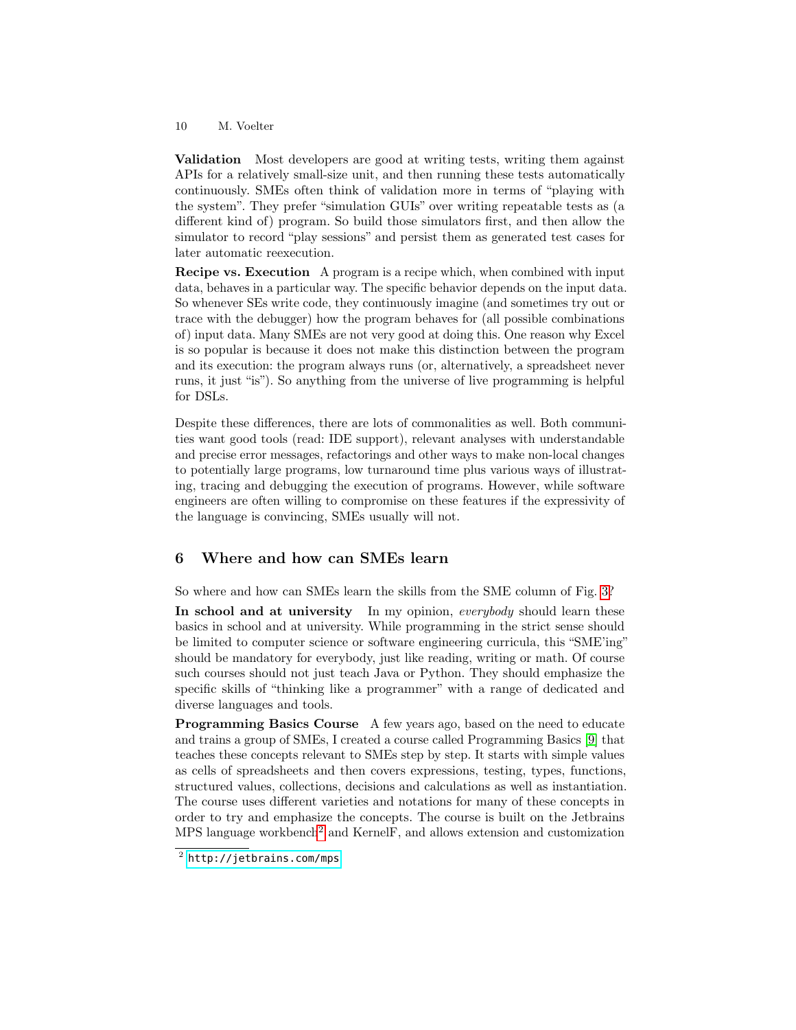**Validation** Most developers are good at writing tests, writing them against APIs for a relatively small-size unit, and then running these tests automatically continuously. SMEs often think of validation more in terms of "playing with the system". They prefer "simulation GUIs" over writing repeatable tests as (a different kind of) program. So build those simulators first, and then allow the simulator to record "play sessions" and persist them as generated test cases for later automatic reexecution.

**Recipe vs. Execution** A program is a recipe which, when combined with input data, behaves in a particular way. The specific behavior depends on the input data. So whenever SEs write code, they continuously imagine (and sometimes try out or trace with the debugger) how the program behaves for (all possible combinations of) input data. Many SMEs are not very good at doing this. One reason why Excel is so popular is because it does not make this distinction between the program and its execution: the program always runs (or, alternatively, a spreadsheet never runs, it just "is"). So anything from the universe of live programming is helpful for DSLs.

Despite these differences, there are lots of commonalities as well. Both communities want good tools (read: IDE support), relevant analyses with understandable and precise error messages, refactorings and other ways to make non-local changes to potentially large programs, low turnaround time plus various ways of illustrating, tracing and debugging the execution of programs. However, while software engineers are often willing to compromise on these features if the expressivity of the language is convincing, SMEs usually will not.

## 6 Where and how can SMEs learn

So where and how can SMEs learn the skills from the SME column of Fig. 3?

**In school and at university** In my opinion, *everybody* should learn these basics in school and at university. While programming in the strict sense should be limited to computer science or software engineering curricula, this "SME'ing" should be mandatory for everybody, just like reading, writing or math. Of course such courses should not just teach Java or Python. They should emphasize the specific skills of "thinking like a programmer" with a range of dedicated and diverse languages and tools.

**Programming Basics Course** A few years ago, based on the need to educate and trains a group of SMEs, I created a course called Programming Basics [9] that teaches these concepts relevant to SMEs step by step. It starts with simple values as cells of spreadsheets and then covers expressions, testing, types, functions, structured values, collections, decisions and calculations as well as instantiation. The course uses different varieties and notations for many of these concepts in order to try and emphasize the concepts. The course is built on the Jetbrains MPS language workbench[2] and KernelF, and allows extension and customization

[2] http://jetbrains.com/mps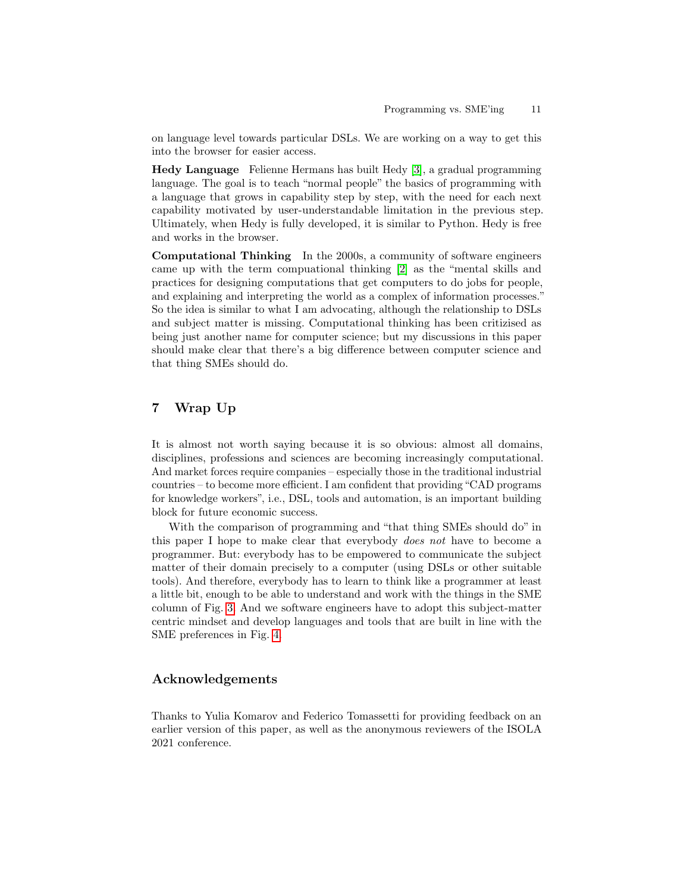on language level towards particular DSLs. We are working on a way to get this into the browser for easier access.

**Hedy Language** Felienne Hermans has built Hedy [3], a gradual programming language. The goal is to teach "normal people" the basics of programming with a language that grows in capability step by step, with the need for each next capability motivated by user-understandable limitation in the previous step. Ultimately, when Hedy is fully developed, it is similar to Python. Hedy is free and works in the browser.

**Computational Thinking** In the 2000s, a community of software engineers came up with the term computational thinking [2] as the "mental skills and practices for designing computations that get computers to do jobs for people, and explaining and interpreting the world as a complex of information processes." So the idea is similar to what I am advocating, although the relationship to DSLs and subject matter is missing. Computational thinking has been critizised as being just another name for computer science; but my discussions in this paper should make clear that there's a big difference between computer science and that thing SMEs should do.

## 7 Wrap Up

It is almost not worth saying because it is so obvious: almost all domains, disciplines, professions and sciences are becoming increasingly computational. And market forces require companies – especially those in the traditional industrial countries – to become more efficient. I am confident that providing "CAD programs for knowledge workers", i.e., DSL, tools and automation, is an important building block for future economic success.

With the comparison of programming and "that thing SMEs should do" in this paper I hope to make clear that everybody *does not* have to become a programmer. But: everybody has to be empowered to communicate the subject matter of their domain precisely to a computer (using DSLs or other suitable tools). And therefore, everybody has to learn to think like a programmer at least a little bit, enough to be able to understand and work with the things in the SME column of Fig. 3. And we software engineers have to adopt this subject-matter centric mindset and develop languages and tools that are built in line with the SME preferences in Fig. 4.

## Acknowledgements

Thanks to Yulia Komarov and Federico Tomassetti for providing feedback on an earlier version of this paper, as well as the anonymous reviewers of the ISOLA 2021 conference.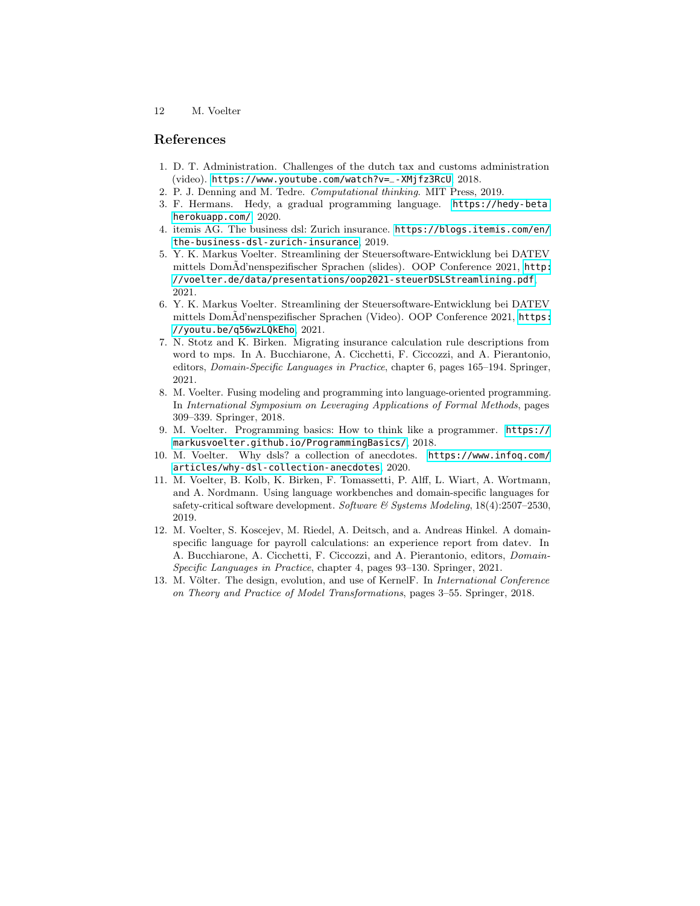## References

1. D. T. Administration. Challenges of the dutch tax and customs administration (video). https://www.youtube.com/watch?v=_-XMjfz3RcU, 2018.
2. P. J. Denning and M. Tedre. *Computational thinking*. MIT Press, 2019.
3. F. Hermans. Hedy, a gradual programming language. https://hedy-beta.herokuapp.com/, 2020.
4. itemis AG. The business dsl: Zurich insurance. https://blogs.itemis.com/en/the-business-dsl-zurich-insurance, 2019.
5. Y. K. Markus Voelter. Streamlining der Steuersoftware-Entwicklung bei DATEV mittels DomÃd'nenspezifischer Sprachen (slides). OOP Conference 2021, http://voelter.de/data/presentations/oop2021-steuerDSLStreamlining.pdf, 2021.
6. Y. K. Markus Voelter. Streamlining der Steuersoftware-Entwicklung bei DATEV mittels DomÃd'nenspezifischer Sprachen (Video). OOP Conference 2021, https://youtu.be/q56wzLQkEho, 2021.
7. N. Stotz and K. Birken. Migrating insurance calculation rule descriptions from word to mps. In A. Bucchiarone, A. Cicchetti, F. Ciccozzi, and A. Pierantonio, editors, *Domain-Specific Languages in Practice*, chapter 6, pages 165–194. Springer, 2021.
8. M. Voelter. Fusing modeling and programming into language-oriented programming. In *International Symposium on Leveraging Applications of Formal Methods*, pages 309–339. Springer, 2018.
9. M. Voelter. Programming basics: How to think like a programmer. https://markusvoelter.github.io/ProgrammingBasics/, 2018.
10. M. Voelter. Why dsls? a collection of anecdotes. https://www.infoq.com/articles/why-dsl-collection-anecdotes, 2020.
11. M. Voelter, B. Kolb, K. Birken, F. Tomassetti, P. Alff, L. Wiart, A. Wortmann, and A. Nordmann. Using language workbenches and domain-specific languages for safety-critical software development. *Software & Systems Modeling*, 18(4):2507–2530, 2019.
12. M. Voelter, S. Koscejev, M. Riedel, A. Deitsch, and a. Andreas Hinkel. A domain-specific language for payroll calculations: an experience report from datev. In A. Bucchiarone, A. Cicchetti, F. Ciccozzi, and A. Pierantonio, editors, *Domain-Specific Languages in Practice*, chapter 4, pages 93–130. Springer, 2021.
13. M. Völter. The design, evolution, and use of KernelF. In *International Conference on Theory and Practice of Model Transformations*, pages 3–55. Springer, 2018.